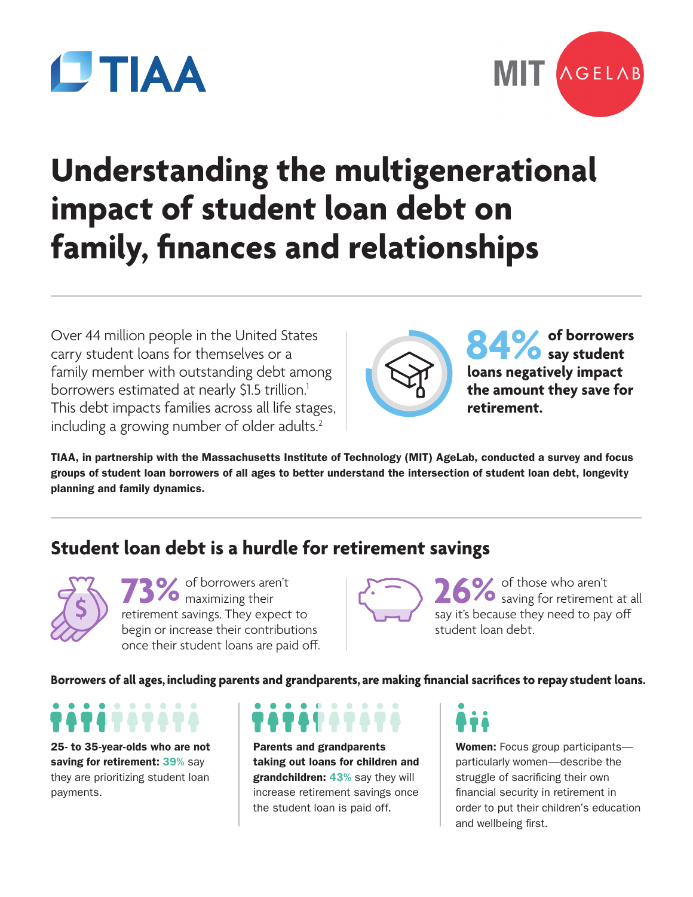TIAA

MIT AGELAB

# Understanding the multigenerational impact of student loan debt on family, finances and relationships

Over 44 million people in the United States carry student loans for themselves or a family member with outstanding debt among borrowers estimated at nearly $1.5 trillion.[1] This debt impacts families across all life stages, including a growing number of older adults.[2]

**84% of borrowers say student loans negatively impact the amount they save for retirement.**

**TIAA, in partnership with the Massachusetts Institute of Technology (MIT) AgeLab, conducted a survey and focus groups of student loan borrowers of all ages to better understand the intersection of student loan debt, longevity planning and family dynamics.**

## Student loan debt is a hurdle for retirement savings

**73%** of borrowers aren't maximizing their retirement savings. They expect to begin or increase their contributions once their student loans are paid off.

**26%** of those who aren't saving for retirement at all say it's because they need to pay off student loan debt.

**Borrowers of all ages, including parents and grandparents, are making financial sacrifices to repay student loans.**

**25- to 35-year-olds who are not saving for retirement: 39%** say they are prioritizing student loan payments.

**Parents and grandparents taking out loans for children and grandchildren: 43%** say they will increase retirement savings once the student loan is paid off.

**Women:** Focus group participants—particularly women—describe the struggle of sacrificing their own financial security in retirement in order to put their children's education and wellbeing first.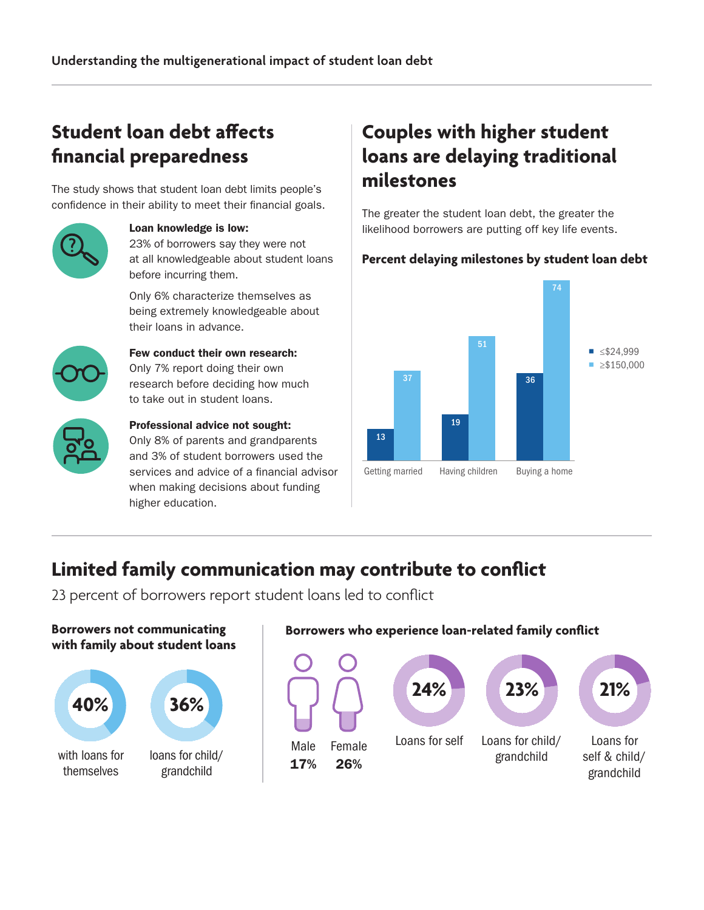## Student loan debt affects financial preparedness

The study shows that student loan debt limits people's confidence in their ability to meet their financial goals.

**Loan knowledge is low:**
23% of borrowers say they were not at all knowledgeable about student loans before incurring them.

Only 6% characterize themselves as being extremely knowledgeable about their loans in advance.

**Few conduct their own research:**
Only 7% report doing their own research before deciding how much to take out in student loans.

**Professional advice not sought:**
Only 8% of parents and grandparents and 3% of student borrowers used the services and advice of a financial advisor when making decisions about funding higher education.

## Couples with higher student loans are delaying traditional milestones

The greater the student loan debt, the greater the likelihood borrowers are putting off key life events.

**Percent delaying milestones by student loan debt**

| | ≤$24,999 | ≥$150,000 |
|---|---|---|
| Getting married | 13 | 37 |
| Having children | 19 | 51 |
| Buying a home | 36 | 74 |

## Limited family communication may contribute to conflict

23 percent of borrowers report student loans led to conflict

**Borrowers not communicating with family about student loans**

- 40% with loans for themselves
- 36% loans for child/grandchild

**Borrowers who experience loan-related family conflict**

- Male 17%
- Female 26%
- 24% Loans for self
- 23% Loans for child/grandchild
- 21% Loans for self & child/grandchild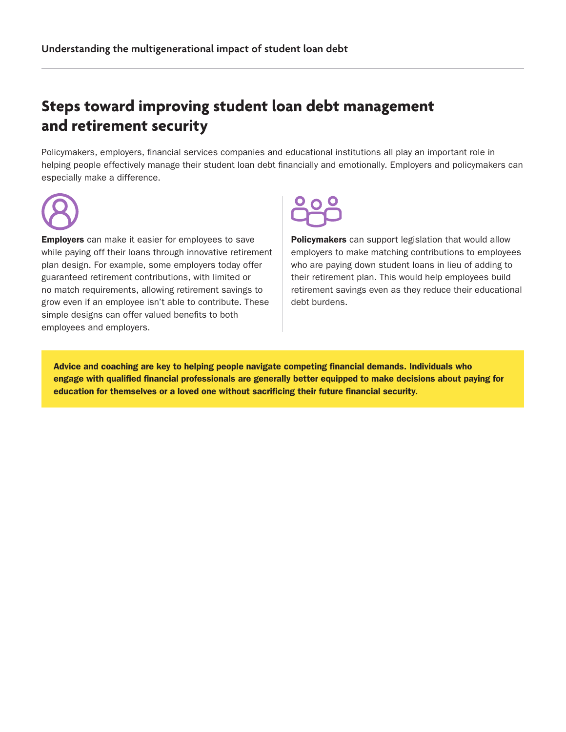## Steps toward improving student loan debt management and retirement security

Policymakers, employers, financial services companies and educational institutions all play an important role in helping people effectively manage their student loan debt financially and emotionally. Employers and policymakers can especially make a difference.

**Employers** can make it easier for employees to save while paying off their loans through innovative retirement plan design. For example, some employers today offer guaranteed retirement contributions, with limited or no match requirements, allowing retirement savings to grow even if an employee isn't able to contribute. These simple designs can offer valued benefits to both employees and employers.

**Policymakers** can support legislation that would allow employers to make matching contributions to employees who are paying down student loans in lieu of adding to their retirement plan. This would help employees build retirement savings even as they reduce their educational debt burdens.

**Advice and coaching are key to helping people navigate competing financial demands. Individuals who engage with qualified financial professionals are generally better equipped to make decisions about paying for education for themselves or a loved one without sacrificing their future financial security.**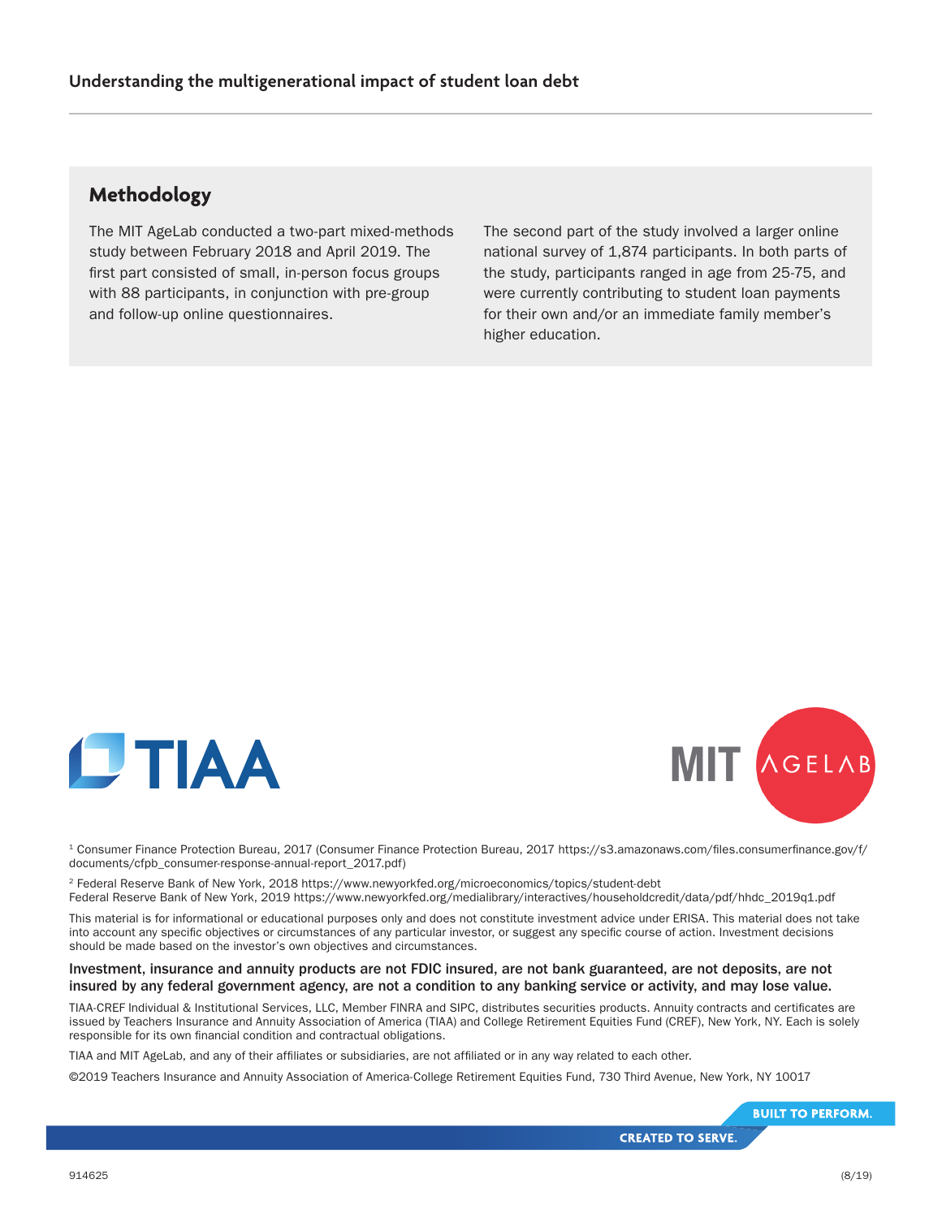## Methodology

The MIT AgeLab conducted a two-part mixed-methods study between February 2018 and April 2019. The first part consisted of small, in-person focus groups with 88 participants, in conjunction with pre-group and follow-up online questionnaires.

The second part of the study involved a larger online national survey of 1,874 participants. In both parts of the study, participants ranged in age from 25-75, and were currently contributing to student loan payments for their own and/or an immediate family member's higher education.

TIAA

MIT AGELAB

[1] Consumer Finance Protection Bureau, 2017 (Consumer Finance Protection Bureau, 2017 https://s3.amazonaws.com/files.consumerfinance.gov/f/documents/cfpb_consumer-response-annual-report_2017.pdf)

[2] Federal Reserve Bank of New York, 2018 https://www.newyorkfed.org/microeconomics/topics/student-debt
Federal Reserve Bank of New York, 2019 https://www.newyorkfed.org/medialibrary/interactives/householdcredit/data/pdf/hhdc_2019q1.pdf

This material is for informational or educational purposes only and does not constitute investment advice under ERISA. This material does not take into account any specific objectives or circumstances of any particular investor, or suggest any specific course of action. Investment decisions should be made based on the investor's own objectives and circumstances.

Investment, insurance and annuity products are not FDIC insured, are not bank guaranteed, are not deposits, are not insured by any federal government agency, are not a condition to any banking service or activity, and may lose value.

TIAA-CREF Individual & Institutional Services, LLC, Member FINRA and SIPC, distributes securities products. Annuity contracts and certificates are issued by Teachers Insurance and Annuity Association of America (TIAA) and College Retirement Equities Fund (CREF), New York, NY. Each is solely responsible for its own financial condition and contractual obligations.

TIAA and MIT AgeLab, and any of their affiliates or subsidiaries, are not affiliated or in any way related to each other.

©2019 Teachers Insurance and Annuity Association of America-College Retirement Equities Fund, 730 Third Avenue, New York, NY 10017

BUILT TO PERFORM.

CREATED TO SERVE.

914625 (8/19)